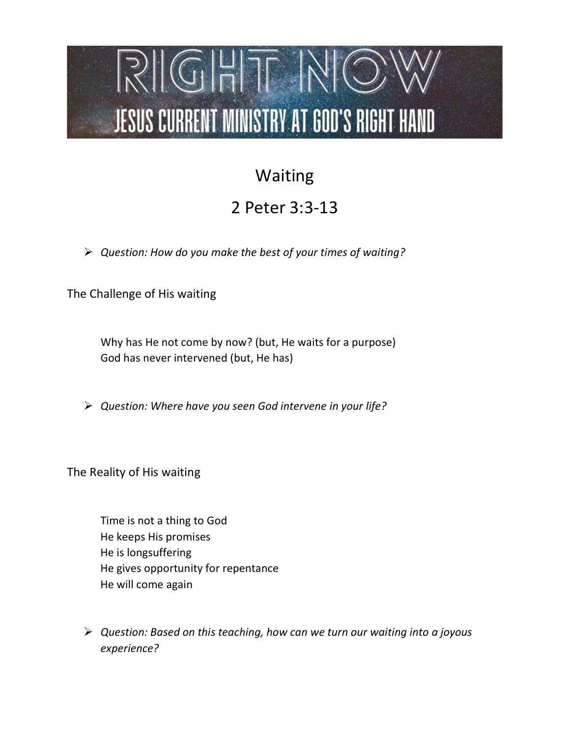# RIGHT NOW

## JESUS CURRENT MINISTRY AT GOD'S RIGHT HAND

# Waiting

# 2 Peter 3:3-13

- *Question: How do you make the best of your times of waiting?*

## The Challenge of His waiting

Why has He not come by now? (but, He waits for a purpose)
God has never intervened (but, He has)

- *Question: Where have you seen God intervene in your life?*

## The Reality of His waiting

Time is not a thing to God
He keeps His promises
He is longsuffering
He gives opportunity for repentance
He will come again

- *Question: Based on this teaching, how can we turn our waiting into a joyous experience?*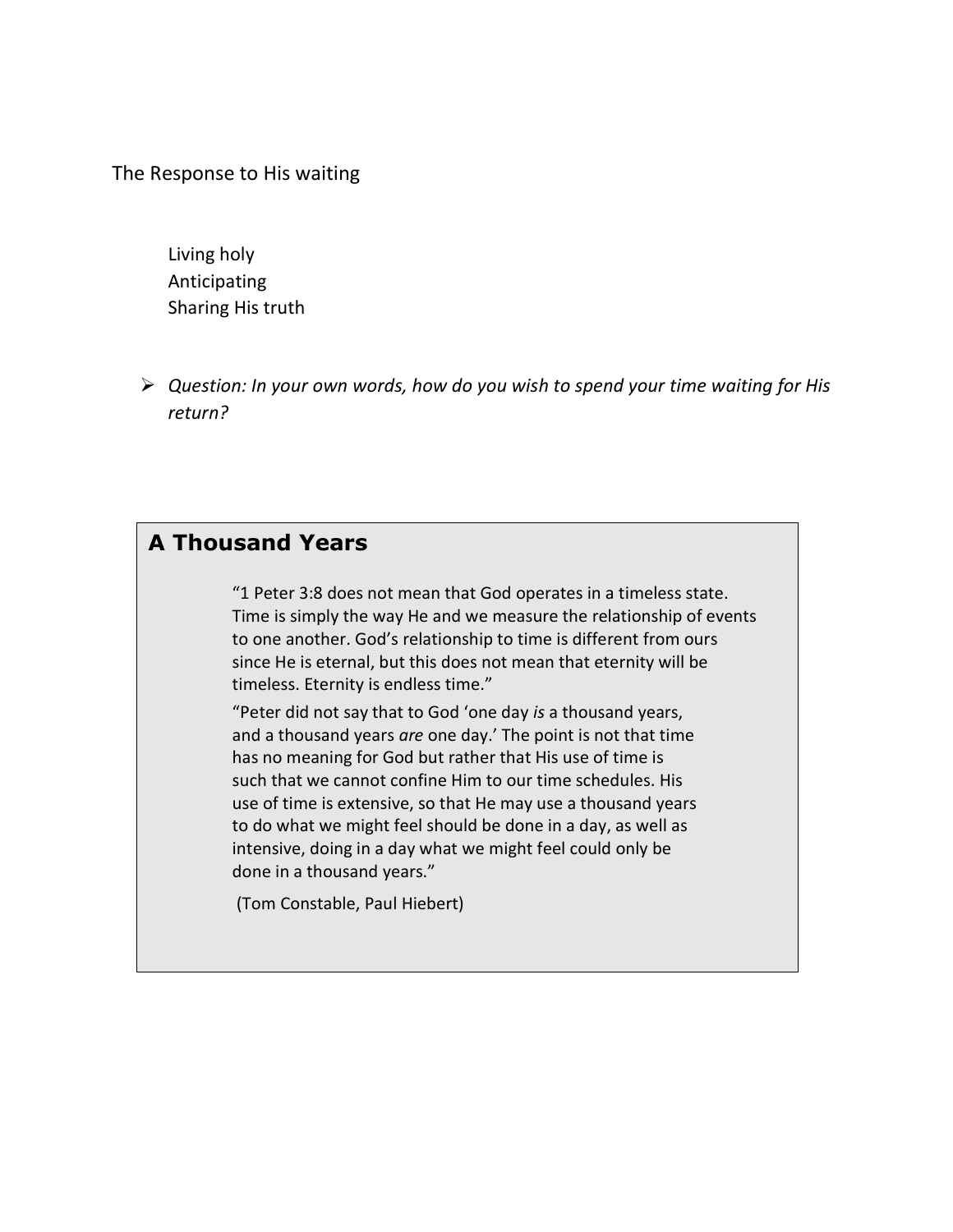The Response to His waiting

Living holy
Anticipating
Sharing His truth

- *Question: In your own words, how do you wish to spend your time waiting for His return?*

## A Thousand Years

"1 Peter 3:8 does not mean that God operates in a timeless state. Time is simply the way He and we measure the relationship of events to one another. God's relationship to time is different from ours since He is eternal, but this does not mean that eternity will be timeless. Eternity is endless time."

"Peter did not say that to God 'one day *is* a thousand years, and a thousand years *are* one day.' The point is not that time has no meaning for God but rather that His use of time is such that we cannot confine Him to our time schedules. His use of time is extensive, so that He may use a thousand years to do what we might feel should be done in a day, as well as intensive, doing in a day what we might feel could only be done in a thousand years."

(Tom Constable, Paul Hiebert)